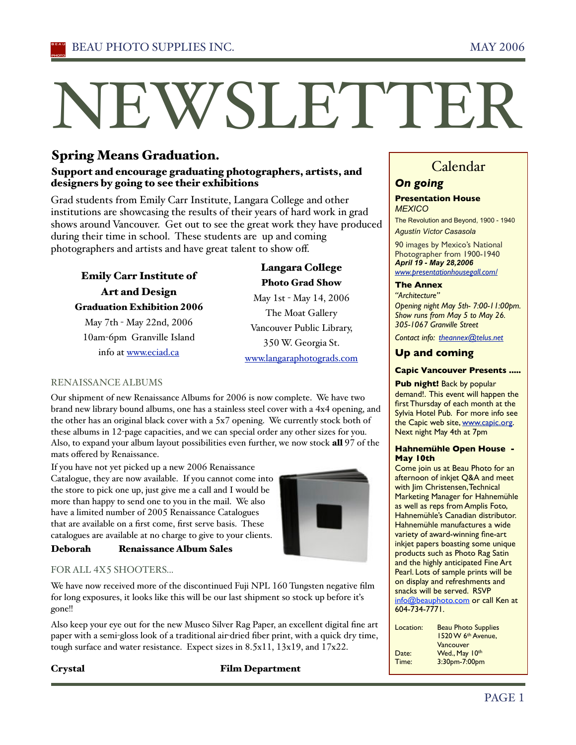# NEWSLETTER

BEAU PHOTO SUPPLIES INC. — MAY 2006

## Spring Means Graduation.

### Support and encourage graduating photographers, artists, and designers by going to see their exhibitions

Grad students from Emily Carr Institute, Langara College and other institutions are showcasing the results of their years of hard work in grad shows around Vancouver. Get out to see the great work they have produced during their time in school. These students are up and coming photographers and artists and have great talent to show off.

**Emily Carr Institute of Art and Design**
**Graduation Exhibition 2006**
May 7th - May 22nd, 2006
10am-6pm Granville Island
info at www.eciad.ca

**Langara College**
**Photo Grad Show**
May 1st - May 14, 2006
The Moat Gallery
Vancouver Public Library,
350 W. Georgia St.
www.langaraphotograds.com

## RENAISSANCE ALBUMS

Our shipment of new Renaissance Albums for 2006 is now complete. We have two brand new library bound albums, one has a stainless steel cover with a 4x4 opening, and the other has an original black cover with a 5x7 opening. We currently stock both of these albums in 12-page capacities, and we can special order any other sizes for you. Also, to expand your album layout possibilities even further, we now stock **all** 97 of the mats offered by Renaissance.

If you have not yet picked up a new 2006 Renaissance Catalogue, they are now available. If you cannot come into the store to pick one up, just give me a call and I would be more than happy to send one to you in the mail. We also have a limited number of 2005 Renaissance Catalogues that are available on a first come, first serve basis. These catalogues are available at no charge to give to your clients.

**Deborah** **Renaissance Album Sales**

## FOR ALL 4X5 SHOOTERS...

We have now received more of the discontinued Fuji NPL 160 Tungsten negative film for long exposures, it looks like this will be our last shipment so stock up before it's gone!!

Also keep your eye out for the new Museo Silver Rag Paper, an excellent digital fine art paper with a semi-gloss look of a traditional air-dried fiber print, with a quick dry time, tough surface and water resistance. Expect sizes in 8.5x11, 13x19, and 17x22.

**Crystal** **Film Department**

## Calendar

### *On going*

**Presentation House**
*MEXICO*
The Revolution and Beyond, 1900 - 1940
*Agustín Víctor Casasola*

90 images by Mexico's National Photographer from 1900-1940
***April 19 - May 28,2006***
*www.presentationhousegall.com/*

**The Annex**
*"Architecture"*
*Opening night May 5th- 7:00-11:00pm.*
*Show runs from May 5 to May 26.*
*305-1067 Granville Street*

*Contact info: theannex@telus.net*

### Up and coming

**Capic Vancouver Presents .....**

**Pub night!** Back by popular demand!. This event will happen the first Thursday of each month at the Sylvia Hotel Pub. For more info see the Capic web site, www.capic.org. Next night May 4th at 7pm

**Hahnemühle Open House - May 10th**
Come join us at Beau Photo for an afternoon of inkjet Q&A and meet with Jim Christensen, Technical Marketing Manager for Hahnemühle as well as reps from Amplis Foto, Hahnemühle's Canadian distributor. Hahnemühle manufactures a wide variety of award-winning fine-art inkjet papers boasting some unique products such as Photo Rag Satin and the highly anticipated Fine Art Pearl. Lots of sample prints will be on display and refreshments and snacks will be served. RSVP info@beauphoto.com or call Ken at 604-734-7771.

| | |
|---|---|
| Location: | Beau Photo Supplies 1520 W 6th Avenue, Vancouver |
| Date: | Wed., May 10th |
| Time: | 3:30pm-7:00pm |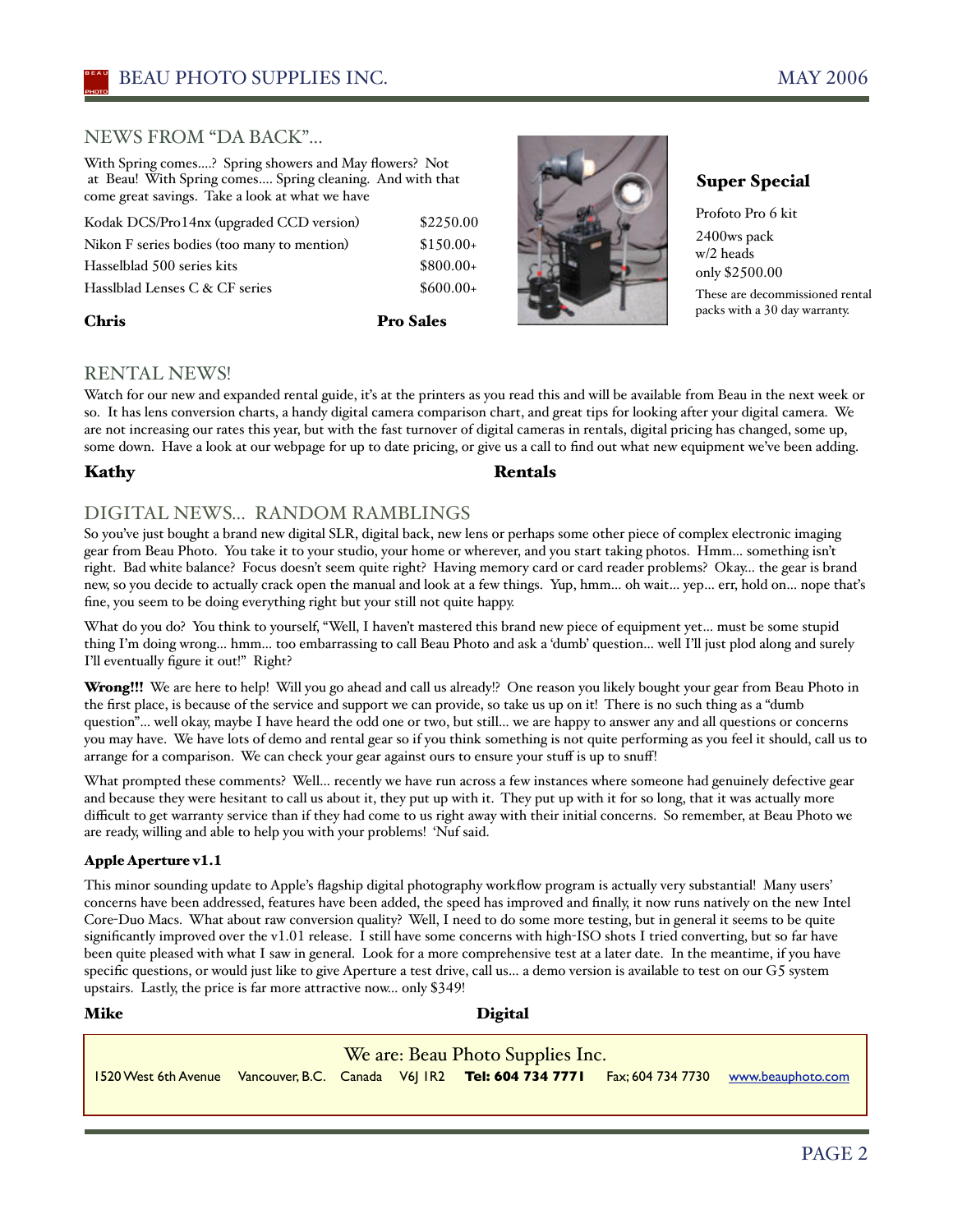## NEWS FROM "DA BACK"...

With Spring comes....? Spring showers and May flowers? Not at Beau! With Spring comes.... Spring cleaning. And with that come great savings. Take a look at what we have

| | |
|---|---|
| Kodak DCS/Pro14nx (upgraded CCD version) | $2250.00 |
| Nikon F series bodies (too many to mention) | $150.00+ |
| Hasselblad 500 series kits | $800.00+ |
| Hasslblad Lenses C & CF series | $600.00+ |

**Chris** **Pro Sales**

### Super Special

Profoto Pro 6 kit
2400ws pack
w/2 heads
only $2500.00

These are decommissioned rental packs with a 30 day warranty.

## RENTAL NEWS!

Watch for our new and expanded rental guide, it's at the printers as you read this and will be available from Beau in the next week or so. It has lens conversion charts, a handy digital camera comparison chart, and great tips for looking after your digital camera. We are not increasing our rates this year, but with the fast turnover of digital cameras in rentals, digital pricing has changed, some up, some down. Have a look at our webpage for up to date pricing, or give us a call to find out what new equipment we've been adding.

**Kathy** **Rentals**

## DIGITAL NEWS... RANDOM RAMBLINGS

So you've just bought a brand new digital SLR, digital back, new lens or perhaps some other piece of complex electronic imaging gear from Beau Photo. You take it to your studio, your home or wherever, and you start taking photos. Hmm... something isn't right. Bad white balance? Focus doesn't seem quite right? Having memory card or card reader problems? Okay... the gear is brand new, so you decide to actually crack open the manual and look at a few things. Yup, hmm... oh wait... yep... err, hold on... nope that's fine, you seem to be doing everything right but your still not quite happy.

What do you do? You think to yourself, "Well, I haven't mastered this brand new piece of equipment yet... must be some stupid thing I'm doing wrong... hmm... too embarrassing to call Beau Photo and ask a 'dumb' question... well I'll just plod along and surely I'll eventually figure it out!" Right?

**Wrong!!!** We are here to help! Will you go ahead and call us already!? One reason you likely bought your gear from Beau Photo in the first place, is because of the service and support we can provide, so take us up on it! There is no such thing as a "dumb question"... well okay, maybe I have heard the odd one or two, but still... we are happy to answer any and all questions or concerns you may have. We have lots of demo and rental gear so if you think something is not quite performing as you feel it should, call us to arrange for a comparison. We can check your gear against ours to ensure your stuff is up to snuff!

What prompted these comments? Well... recently we have run across a few instances where someone had genuinely defective gear and because they were hesitant to call us about it, they put up with it. They put up with it for so long, that it was actually more difficult to get warranty service than if they had come to us right away with their initial concerns. So remember, at Beau Photo we are ready, willing and able to help you with your problems! 'Nuf said.

### Apple Aperture v1.1

This minor sounding update to Apple's flagship digital photography workflow program is actually very substantial! Many users' concerns have been addressed, features have been added, the speed has improved and finally, it now runs natively on the new Intel Core-Duo Macs. What about raw conversion quality? Well, I need to do some more testing, but in general it seems to be quite significantly improved over the v1.01 release. I still have some concerns with high-ISO shots I tried converting, but so far have been quite pleased with what I saw in general. Look for a more comprehensive test at a later date. In the meantime, if you have specific questions, or would just like to give Aperture a test drive, call us... a demo version is available to test on our G5 system upstairs. Lastly, the price is far more attractive now... only $349!

**Mike** **Digital**

We are: Beau Photo Supplies Inc.

1520 West 6th Avenue Vancouver, B.C. Canada V6J 1R2 **Tel: 604 734 7771** Fax; 604 734 7730 www.beauphoto.com